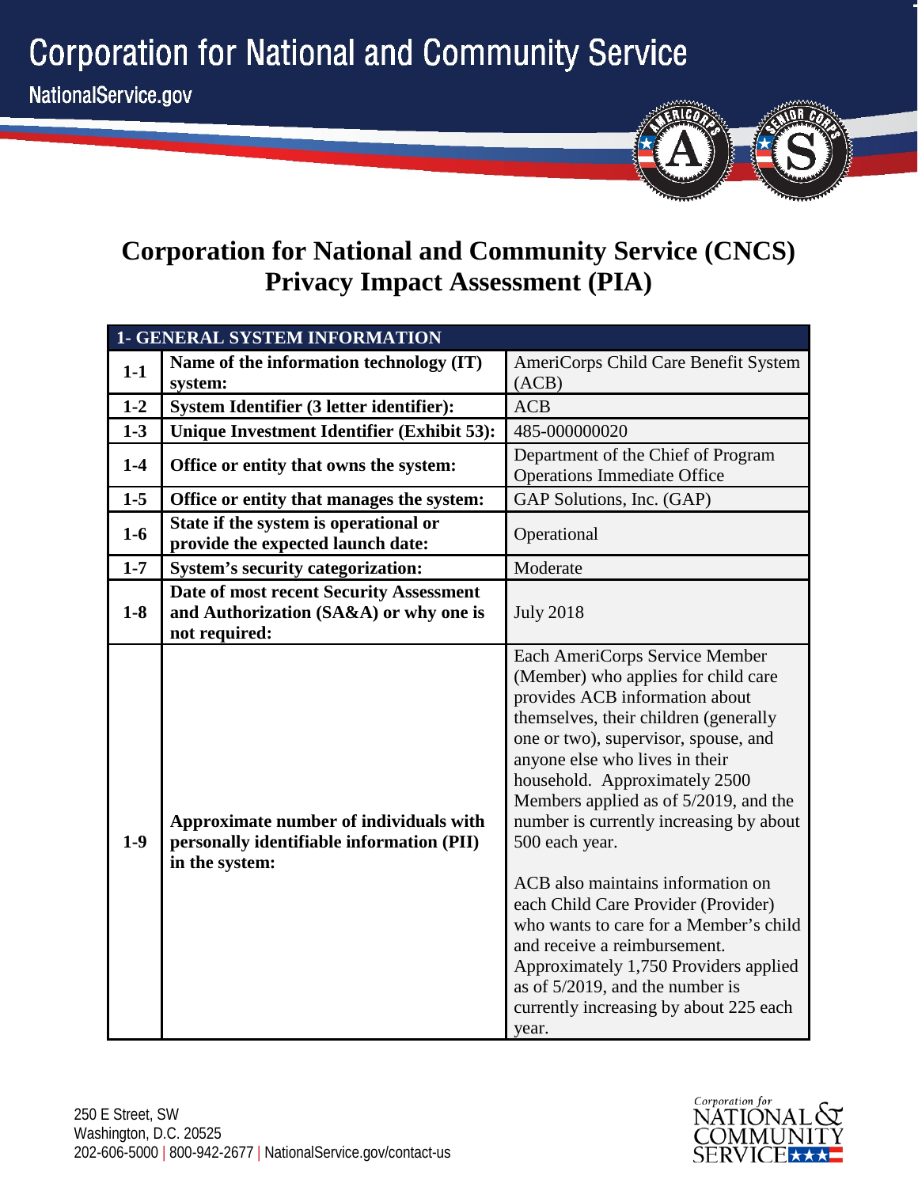# Corporation for National and Community Service (CNCS) Privacy Impact Assessment (PIA)

| 1- GENERAL SYSTEM INFORMATION | | |
|---|---|---|
| 1-1 | **Name of the information technology (IT) system:** | AmeriCorps Child Care Benefit System (ACB) |
| 1-2 | **System Identifier (3 letter identifier):** | ACB |
| 1-3 | **Unique Investment Identifier (Exhibit 53):** | 485-000000020 |
| 1-4 | **Office or entity that owns the system:** | Department of the Chief of Program Operations Immediate Office |
| 1-5 | **Office or entity that manages the system:** | GAP Solutions, Inc. (GAP) |
| 1-6 | **State if the system is operational or provide the expected launch date:** | Operational |
| 1-7 | **System's security categorization:** | Moderate |
| 1-8 | **Date of most recent Security Assessment and Authorization (SA&A) or why one is not required:** | July 2018 |
| 1-9 | **Approximate number of individuals with personally identifiable information (PII) in the system:** | Each AmeriCorps Service Member (Member) who applies for child care provides ACB information about themselves, their children (generally one or two), supervisor, spouse, and anyone else who lives in their household. Approximately 2500 Members applied as of 5/2019, and the number is currently increasing by about 500 each year.<br><br>ACB also maintains information on each Child Care Provider (Provider) who wants to care for a Member's child and receive a reimbursement. Approximately 1,750 Providers applied as of 5/2019, and the number is currently increasing by about 225 each year. |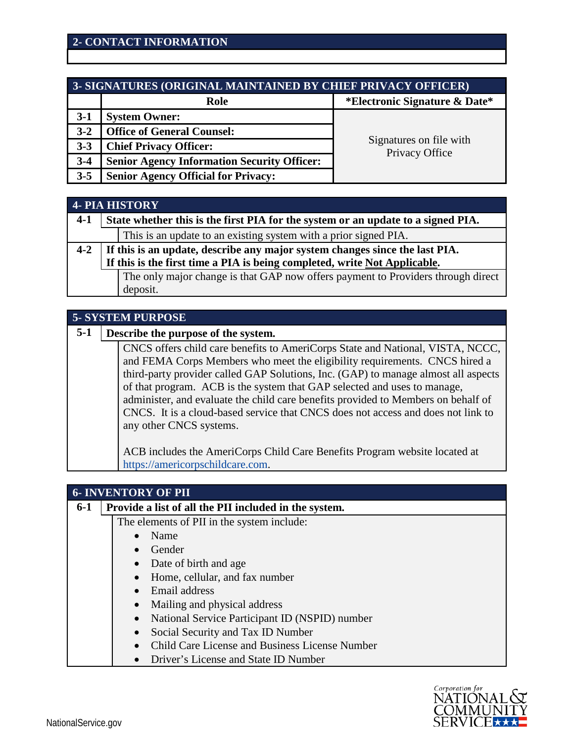## 2- CONTACT INFORMATION

## 3- SIGNATURES (ORIGINAL MAINTAINED BY CHIEF PRIVACY OFFICER)

| | Role | *Electronic Signature & Date* |
|---|---|---|
| 3-1 | **System Owner:** | Signatures on file with Privacy Office |
| 3-2 | **Office of General Counsel:** | |
| 3-3 | **Chief Privacy Officer:** | |
| 3-4 | **Senior Agency Information Security Officer:** | |
| 3-5 | **Senior Agency Official for Privacy:** | |

## 4- PIA HISTORY

**4-1 State whether this is the first PIA for the system or an update to a signed PIA.**

This is an update to an existing system with a prior signed PIA.

**4-2 If this is an update, describe any major system changes since the last PIA. If this is the first time a PIA is being completed, write Not Applicable.**

The only major change is that GAP now offers payment to Providers through direct deposit.

## 5- SYSTEM PURPOSE

**5-1 Describe the purpose of the system.**

CNCS offers child care benefits to AmeriCorps State and National, VISTA, NCCC, and FEMA Corps Members who meet the eligibility requirements. CNCS hired a third-party provider called GAP Solutions, Inc. (GAP) to manage almost all aspects of that program. ACB is the system that GAP selected and uses to manage, administer, and evaluate the child care benefits provided to Members on behalf of CNCS. It is a cloud-based service that CNCS does not access and does not link to any other CNCS systems.

ACB includes the AmeriCorps Child Care Benefits Program website located at https://americorpschildcare.com.

## 6- INVENTORY OF PII

**6-1 Provide a list of all the PII included in the system.**

The elements of PII in the system include:

- Name
- Gender
- Date of birth and age
- Home, cellular, and fax number
- Email address
- Mailing and physical address
- National Service Participant ID (NSPID) number
- Social Security and Tax ID Number
- Child Care License and Business License Number
- Driver's License and State ID Number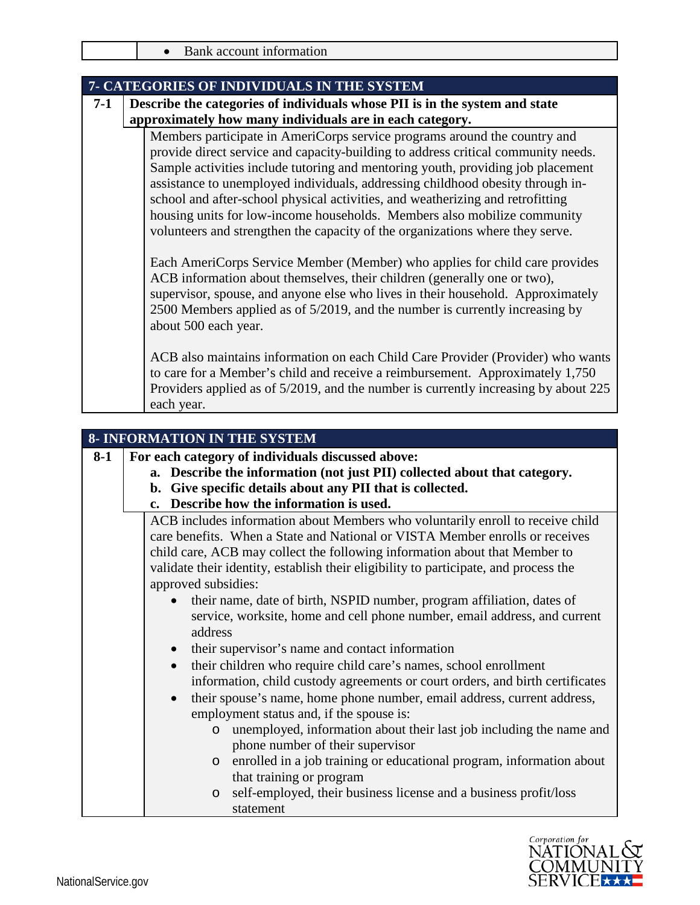| | • Bank account information |
|---|---|

## 7- CATEGORIES OF INDIVIDUALS IN THE SYSTEM

**7-1** **Describe the categories of individuals whose PII is in the system and state approximately how many individuals are in each category.**

Members participate in AmeriCorps service programs around the country and provide direct service and capacity-building to address critical community needs. Sample activities include tutoring and mentoring youth, providing job placement assistance to unemployed individuals, addressing childhood obesity through in-school and after-school physical activities, and weatherizing and retrofitting housing units for low-income households. Members also mobilize community volunteers and strengthen the capacity of the organizations where they serve.

Each AmeriCorps Service Member (Member) who applies for child care provides ACB information about themselves, their children (generally one or two), supervisor, spouse, and anyone else who lives in their household. Approximately 2500 Members applied as of 5/2019, and the number is currently increasing by about 500 each year.

ACB also maintains information on each Child Care Provider (Provider) who wants to care for a Member's child and receive a reimbursement. Approximately 1,750 Providers applied as of 5/2019, and the number is currently increasing by about 225 each year.

## 8- INFORMATION IN THE SYSTEM

**8-1** **For each category of individuals discussed above:**

**a. Describe the information (not just PII) collected about that category.**
**b. Give specific details about any PII that is collected.**
**c. Describe how the information is used.**

ACB includes information about Members who voluntarily enroll to receive child care benefits. When a State and National or VISTA Member enrolls or receives child care, ACB may collect the following information about that Member to validate their identity, establish their eligibility to participate, and process the approved subsidies:

- their name, date of birth, NSPID number, program affiliation, dates of service, worksite, home and cell phone number, email address, and current address
- their supervisor's name and contact information
- their children who require child care's names, school enrollment information, child custody agreements or court orders, and birth certificates
- their spouse's name, home phone number, email address, current address, employment status and, if the spouse is:
  - unemployed, information about their last job including the name and phone number of their supervisor
  - enrolled in a job training or educational program, information about that training or program
  - self-employed, their business license and a business profit/loss statement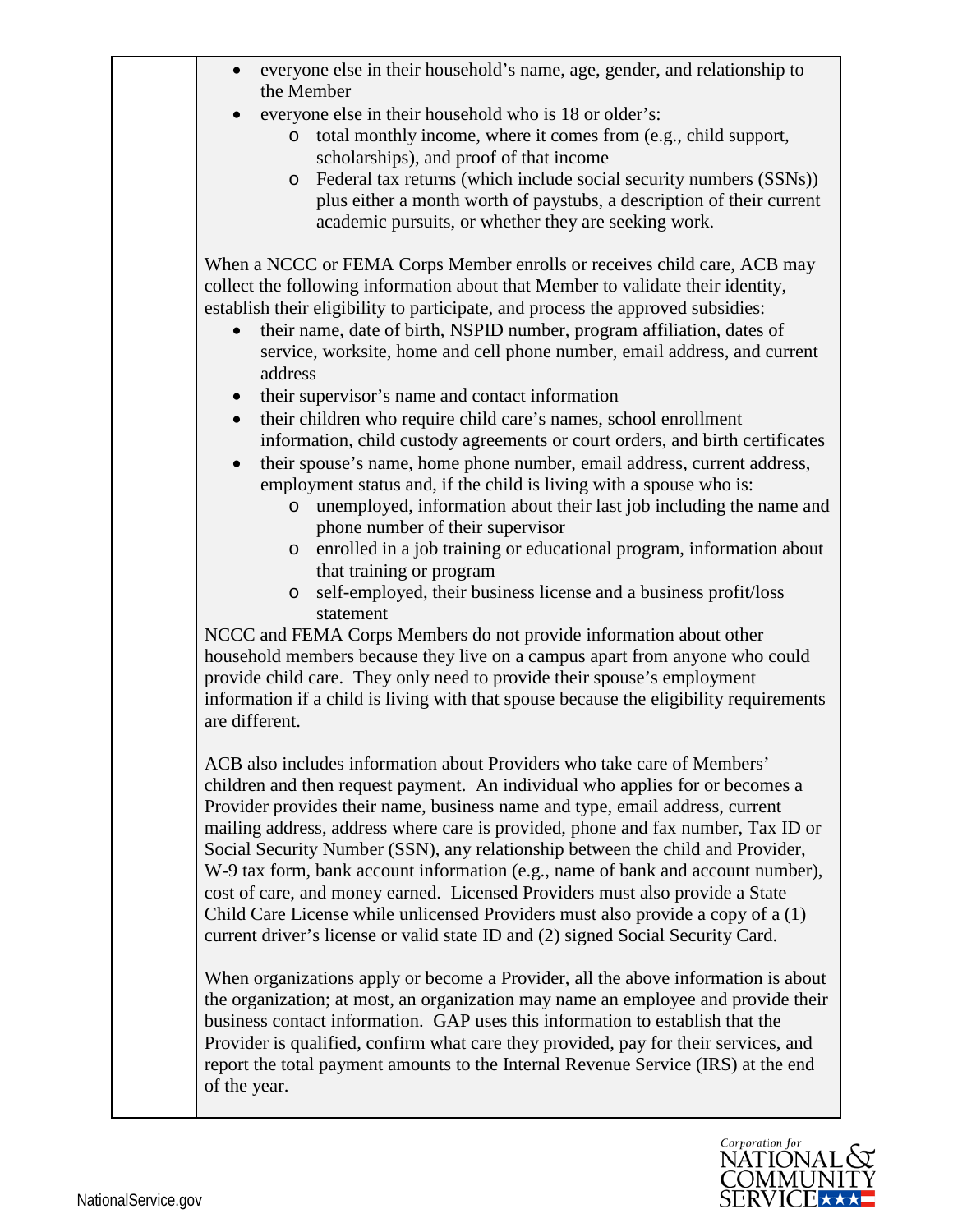- everyone else in their household's name, age, gender, and relationship to the Member
- everyone else in their household who is 18 or older's:
  - total monthly income, where it comes from (e.g., child support, scholarships), and proof of that income
  - Federal tax returns (which include social security numbers (SSNs)) plus either a month worth of paystubs, a description of their current academic pursuits, or whether they are seeking work.

When a NCCC or FEMA Corps Member enrolls or receives child care, ACB may collect the following information about that Member to validate their identity, establish their eligibility to participate, and process the approved subsidies:

- their name, date of birth, NSPID number, program affiliation, dates of service, worksite, home and cell phone number, email address, and current address
- their supervisor's name and contact information
- their children who require child care's names, school enrollment information, child custody agreements or court orders, and birth certificates
- their spouse's name, home phone number, email address, current address, employment status and, if the child is living with a spouse who is:
  - unemployed, information about their last job including the name and phone number of their supervisor
  - enrolled in a job training or educational program, information about that training or program
  - self-employed, their business license and a business profit/loss statement

NCCC and FEMA Corps Members do not provide information about other household members because they live on a campus apart from anyone who could provide child care. They only need to provide their spouse's employment information if a child is living with that spouse because the eligibility requirements are different.

ACB also includes information about Providers who take care of Members' children and then request payment. An individual who applies for or becomes a Provider provides their name, business name and type, email address, current mailing address, address where care is provided, phone and fax number, Tax ID or Social Security Number (SSN), any relationship between the child and Provider, W-9 tax form, bank account information (e.g., name of bank and account number), cost of care, and money earned. Licensed Providers must also provide a State Child Care License while unlicensed Providers must also provide a copy of a (1) current driver's license or valid state ID and (2) signed Social Security Card.

When organizations apply or become a Provider, all the above information is about the organization; at most, an organization may name an employee and provide their business contact information. GAP uses this information to establish that the Provider is qualified, confirm what care they provided, pay for their services, and report the total payment amounts to the Internal Revenue Service (IRS) at the end of the year.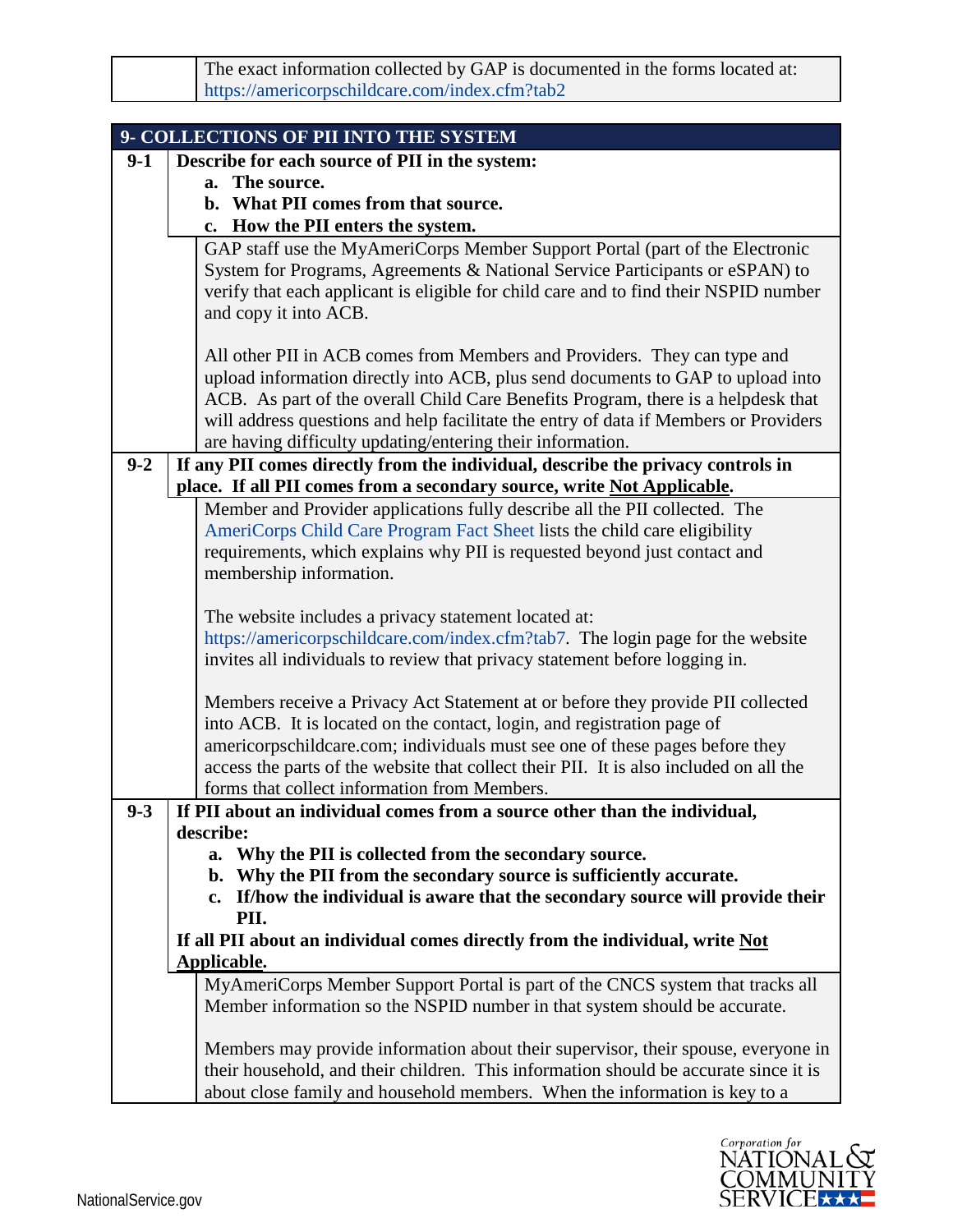| | The exact information collected by GAP is documented in the forms located at: https://americorpschildcare.com/index.cfm?tab2 |
|---|---|

| 9- COLLECTIONS OF PII INTO THE SYSTEM | |
|---|---|
| **9-1** | **Describe for each source of PII in the system:**<br>**a. The source.**<br>**b. What PII comes from that source.**<br>**c. How the PII enters the system.** |
| | GAP staff use the MyAmeriCorps Member Support Portal (part of the Electronic System for Programs, Agreements & National Service Participants or eSPAN) to verify that each applicant is eligible for child care and to find their NSPID number and copy it into ACB.<br><br>All other PII in ACB comes from Members and Providers. They can type and upload information directly into ACB, plus send documents to GAP to upload into ACB. As part of the overall Child Care Benefits Program, there is a helpdesk that will address questions and help facilitate the entry of data if Members or Providers are having difficulty updating/entering their information. |
| **9-2** | **If any PII comes directly from the individual, describe the privacy controls in place. If all PII comes from a secondary source, write Not Applicable.** |
| | Member and Provider applications fully describe all the PII collected. The AmeriCorps Child Care Program Fact Sheet lists the child care eligibility requirements, which explains why PII is requested beyond just contact and membership information.<br><br>The website includes a privacy statement located at: https://americorpschildcare.com/index.cfm?tab7. The login page for the website invites all individuals to review that privacy statement before logging in.<br><br>Members receive a Privacy Act Statement at or before they provide PII collected into ACB. It is located on the contact, login, and registration page of americorpschildcare.com; individuals must see one of these pages before they access the parts of the website that collect their PII. It is also included on all the forms that collect information from Members. |
| **9-3** | **If PII about an individual comes from a source other than the individual, describe:**<br>**a. Why the PII is collected from the secondary source.**<br>**b. Why the PII from the secondary source is sufficiently accurate.**<br>**c. If/how the individual is aware that the secondary source will provide their PII.**<br>**If all PII about an individual comes directly from the individual, write Not Applicable.** |
| | MyAmeriCorps Member Support Portal is part of the CNCS system that tracks all Member information so the NSPID number in that system should be accurate.<br><br>Members may provide information about their supervisor, their spouse, everyone in their household, and their children. This information should be accurate since it is about close family and household members. When the information is key to a |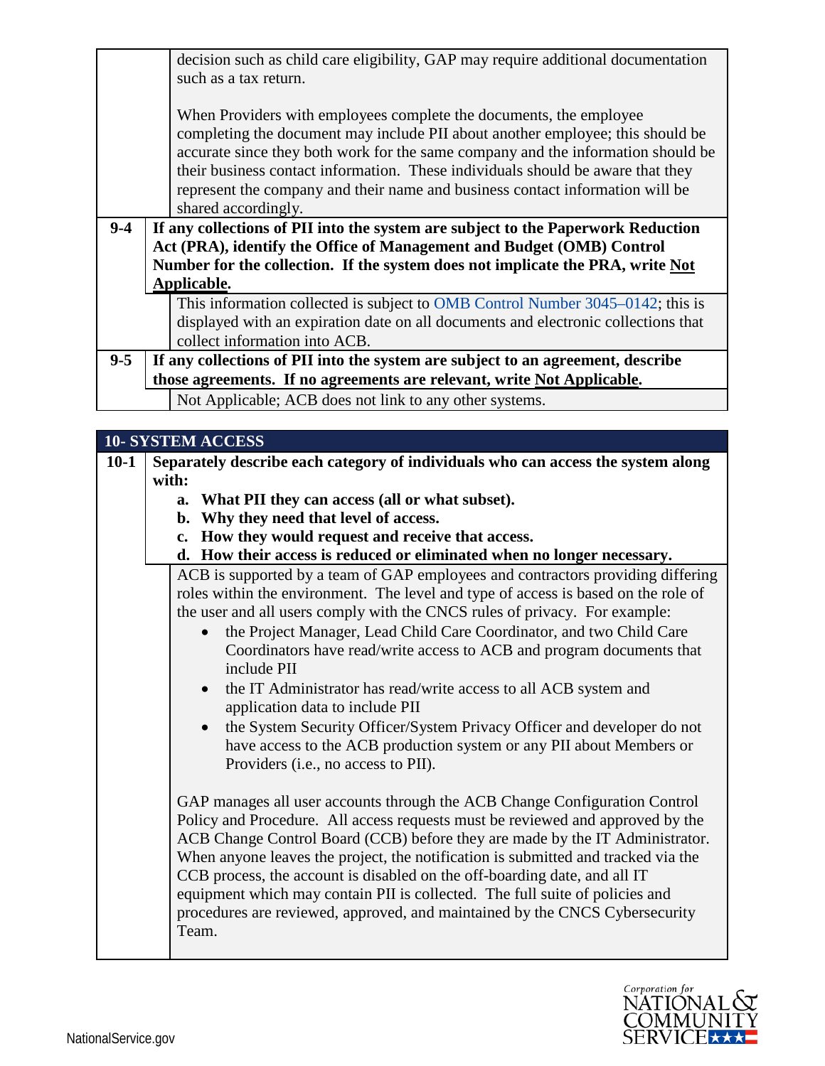decision such as child care eligibility, GAP may require additional documentation such as a tax return.

When Providers with employees complete the documents, the employee completing the document may include PII about another employee; this should be accurate since they both work for the same company and the information should be their business contact information. These individuals should be aware that they represent the company and their name and business contact information will be shared accordingly.

**9-4 If any collections of PII into the system are subject to the Paperwork Reduction Act (PRA), identify the Office of Management and Budget (OMB) Control Number for the collection. If the system does not implicate the PRA, write Not Applicable.**

This information collected is subject to OMB Control Number 3045–0142; this is displayed with an expiration date on all documents and electronic collections that collect information into ACB.

**9-5 If any collections of PII into the system are subject to an agreement, describe those agreements. If no agreements are relevant, write Not Applicable.**

Not Applicable; ACB does not link to any other systems.

## 10- SYSTEM ACCESS

**10-1 Separately describe each category of individuals who can access the system along with:**

**a. What PII they can access (all or what subset).**
**b. Why they need that level of access.**
**c. How they would request and receive that access.**
**d. How their access is reduced or eliminated when no longer necessary.**

ACB is supported by a team of GAP employees and contractors providing differing roles within the environment. The level and type of access is based on the role of the user and all users comply with the CNCS rules of privacy. For example:

- the Project Manager, Lead Child Care Coordinator, and two Child Care Coordinators have read/write access to ACB and program documents that include PII
- the IT Administrator has read/write access to all ACB system and application data to include PII
- the System Security Officer/System Privacy Officer and developer do not have access to the ACB production system or any PII about Members or Providers (i.e., no access to PII).

GAP manages all user accounts through the ACB Change Configuration Control Policy and Procedure. All access requests must be reviewed and approved by the ACB Change Control Board (CCB) before they are made by the IT Administrator. When anyone leaves the project, the notification is submitted and tracked via the CCB process, the account is disabled on the off-boarding date, and all IT equipment which may contain PII is collected. The full suite of policies and procedures are reviewed, approved, and maintained by the CNCS Cybersecurity Team.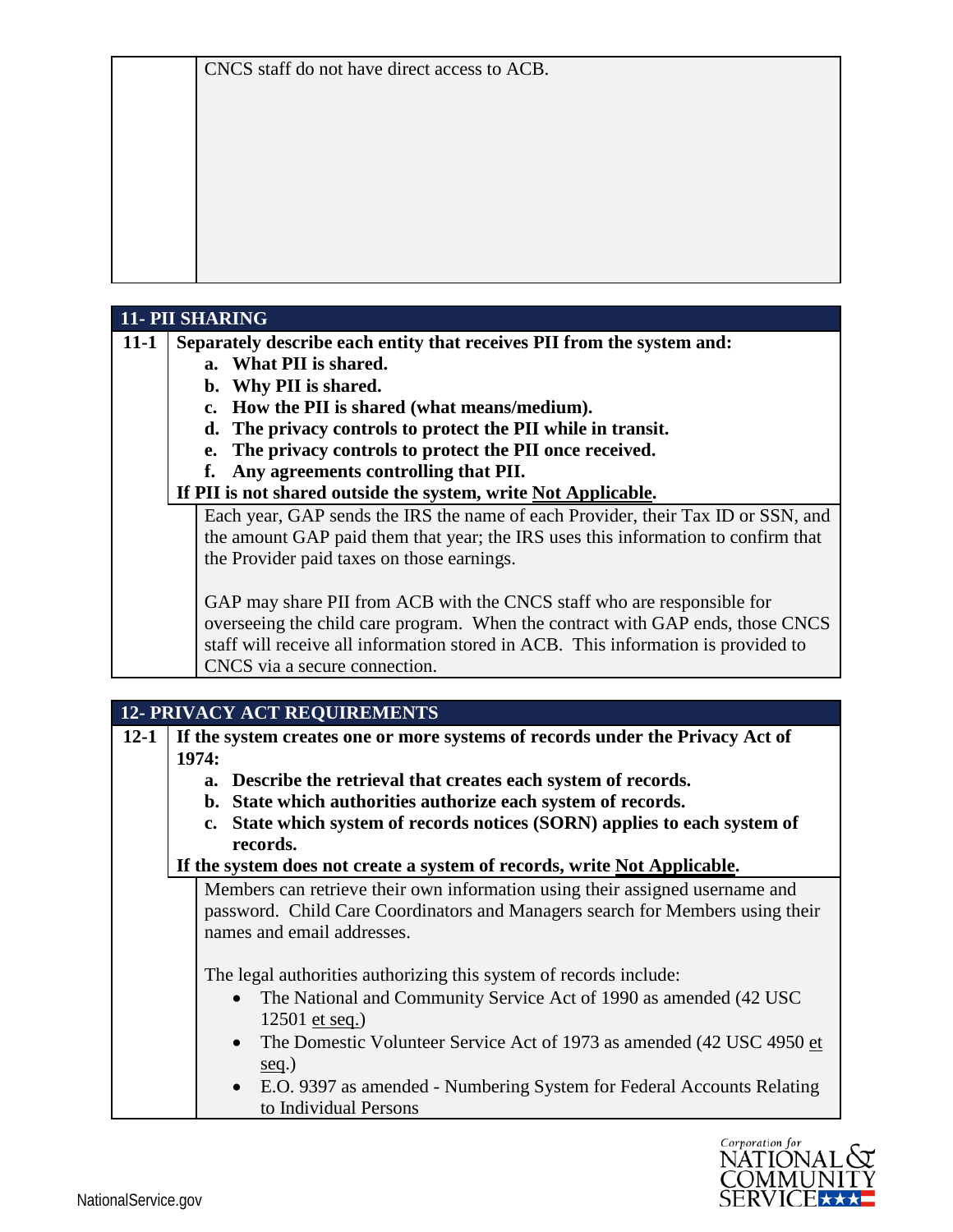CNCS staff do not have direct access to ACB.

## 11- PII SHARING

**11-1** **Separately describe each entity that receives PII from the system and:**

- **a. What PII is shared.**
- **b. Why PII is shared.**
- **c. How the PII is shared (what means/medium).**
- **d. The privacy controls to protect the PII while in transit.**
- **e. The privacy controls to protect the PII once received.**
- **f. Any agreements controlling that PII.**

**If PII is not shared outside the system, write Not Applicable.**

Each year, GAP sends the IRS the name of each Provider, their Tax ID or SSN, and the amount GAP paid them that year; the IRS uses this information to confirm that the Provider paid taxes on those earnings.

GAP may share PII from ACB with the CNCS staff who are responsible for overseeing the child care program. When the contract with GAP ends, those CNCS staff will receive all information stored in ACB. This information is provided to CNCS via a secure connection.

## 12- PRIVACY ACT REQUIREMENTS

**12-1** **If the system creates one or more systems of records under the Privacy Act of 1974:**

- **a. Describe the retrieval that creates each system of records.**
- **b. State which authorities authorize each system of records.**
- **c. State which system of records notices (SORN) applies to each system of records.**

**If the system does not create a system of records, write Not Applicable.**

Members can retrieve their own information using their assigned username and password. Child Care Coordinators and Managers search for Members using their names and email addresses.

The legal authorities authorizing this system of records include:

- The National and Community Service Act of 1990 as amended (42 USC 12501 et seq.)
- The Domestic Volunteer Service Act of 1973 as amended (42 USC 4950 et seq.)
- E.O. 9397 as amended - Numbering System for Federal Accounts Relating to Individual Persons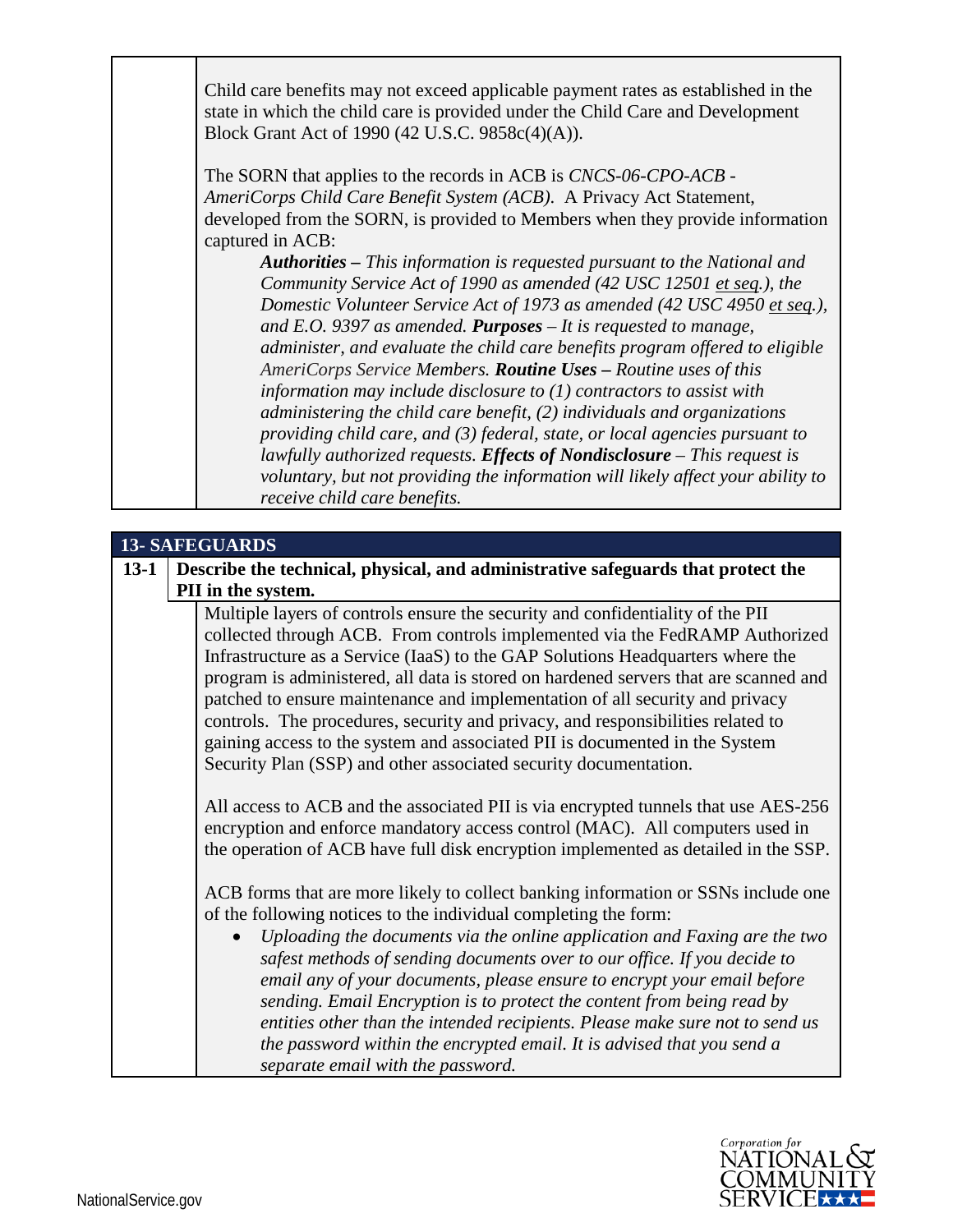Child care benefits may not exceed applicable payment rates as established in the state in which the child care is provided under the Child Care and Development Block Grant Act of 1990 (42 U.S.C. 9858c(4)(A)).

The SORN that applies to the records in ACB is *CNCS-06-CPO-ACB - AmeriCorps Child Care Benefit System (ACB).* A Privacy Act Statement, developed from the SORN, is provided to Members when they provide information captured in ACB:

> ***Authorities –*** *This information is requested pursuant to the National and Community Service Act of 1990 as amended (42 USC 12501 et seq.), the Domestic Volunteer Service Act of 1973 as amended (42 USC 4950 et seq.), and E.O. 9397 as amended.* ***Purposes*** *– It is requested to manage, administer, and evaluate the child care benefits program offered to eligible AmeriCorps Service Members.* ***Routine Uses –*** *Routine uses of this information may include disclosure to (1) contractors to assist with administering the child care benefit, (2) individuals and organizations providing child care, and (3) federal, state, or local agencies pursuant to lawfully authorized requests.* ***Effects of Nondisclosure*** *– This request is voluntary, but not providing the information will likely affect your ability to receive child care benefits.*

## 13- SAFEGUARDS

**13-1 Describe the technical, physical, and administrative safeguards that protect the PII in the system.**

Multiple layers of controls ensure the security and confidentiality of the PII collected through ACB. From controls implemented via the FedRAMP Authorized Infrastructure as a Service (IaaS) to the GAP Solutions Headquarters where the program is administered, all data is stored on hardened servers that are scanned and patched to ensure maintenance and implementation of all security and privacy controls. The procedures, security and privacy, and responsibilities related to gaining access to the system and associated PII is documented in the System Security Plan (SSP) and other associated security documentation.

All access to ACB and the associated PII is via encrypted tunnels that use AES-256 encryption and enforce mandatory access control (MAC). All computers used in the operation of ACB have full disk encryption implemented as detailed in the SSP.

ACB forms that are more likely to collect banking information or SSNs include one of the following notices to the individual completing the form:

- *Uploading the documents via the online application and Faxing are the two safest methods of sending documents over to our office. If you decide to email any of your documents, please ensure to encrypt your email before sending. Email Encryption is to protect the content from being read by entities other than the intended recipients. Please make sure not to send us the password within the encrypted email. It is advised that you send a separate email with the password.*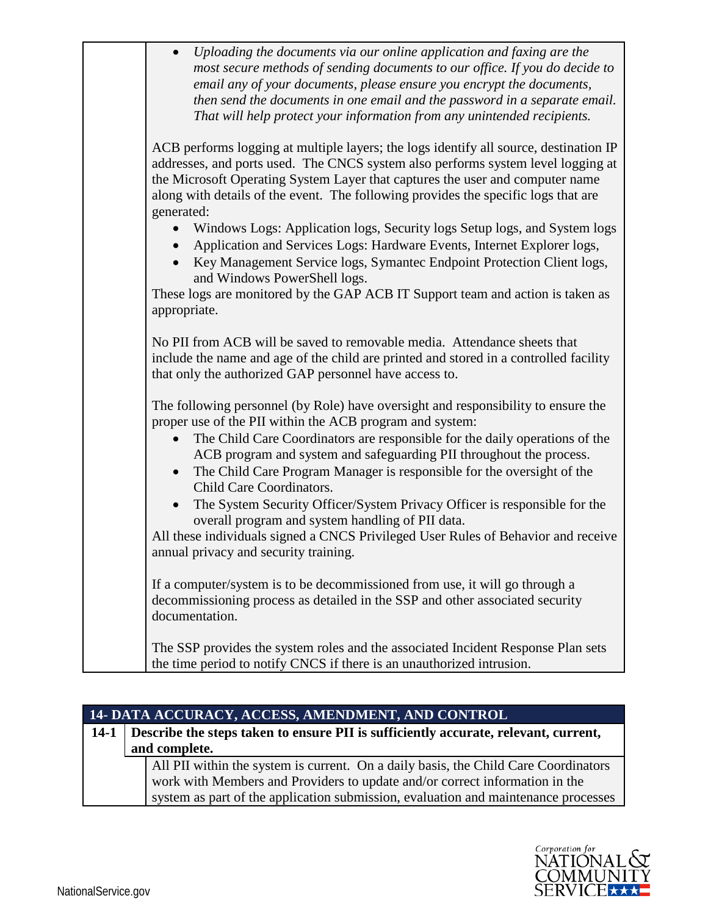- *Uploading the documents via our online application and faxing are the most secure methods of sending documents to our office. If you do decide to email any of your documents, please ensure you encrypt the documents, then send the documents in one email and the password in a separate email. That will help protect your information from any unintended recipients.*

ACB performs logging at multiple layers; the logs identify all source, destination IP addresses, and ports used. The CNCS system also performs system level logging at the Microsoft Operating System Layer that captures the user and computer name along with details of the event. The following provides the specific logs that are generated:

- Windows Logs: Application logs, Security logs Setup logs, and System logs
- Application and Services Logs: Hardware Events, Internet Explorer logs,
- Key Management Service logs, Symantec Endpoint Protection Client logs, and Windows PowerShell logs.

These logs are monitored by the GAP ACB IT Support team and action is taken as appropriate.

No PII from ACB will be saved to removable media. Attendance sheets that include the name and age of the child are printed and stored in a controlled facility that only the authorized GAP personnel have access to.

The following personnel (by Role) have oversight and responsibility to ensure the proper use of the PII within the ACB program and system:

- The Child Care Coordinators are responsible for the daily operations of the ACB program and system and safeguarding PII throughout the process.
- The Child Care Program Manager is responsible for the oversight of the Child Care Coordinators.
- The System Security Officer/System Privacy Officer is responsible for the overall program and system handling of PII data.

All these individuals signed a CNCS Privileged User Rules of Behavior and receive annual privacy and security training.

If a computer/system is to be decommissioned from use, it will go through a decommissioning process as detailed in the SSP and other associated security documentation.

The SSP provides the system roles and the associated Incident Response Plan sets the time period to notify CNCS if there is an unauthorized intrusion.

## 14- DATA ACCURACY, ACCESS, AMENDMENT, AND CONTROL

**14-1 Describe the steps taken to ensure PII is sufficiently accurate, relevant, current, and complete.**

All PII within the system is current. On a daily basis, the Child Care Coordinators work with Members and Providers to update and/or correct information in the system as part of the application submission, evaluation and maintenance processes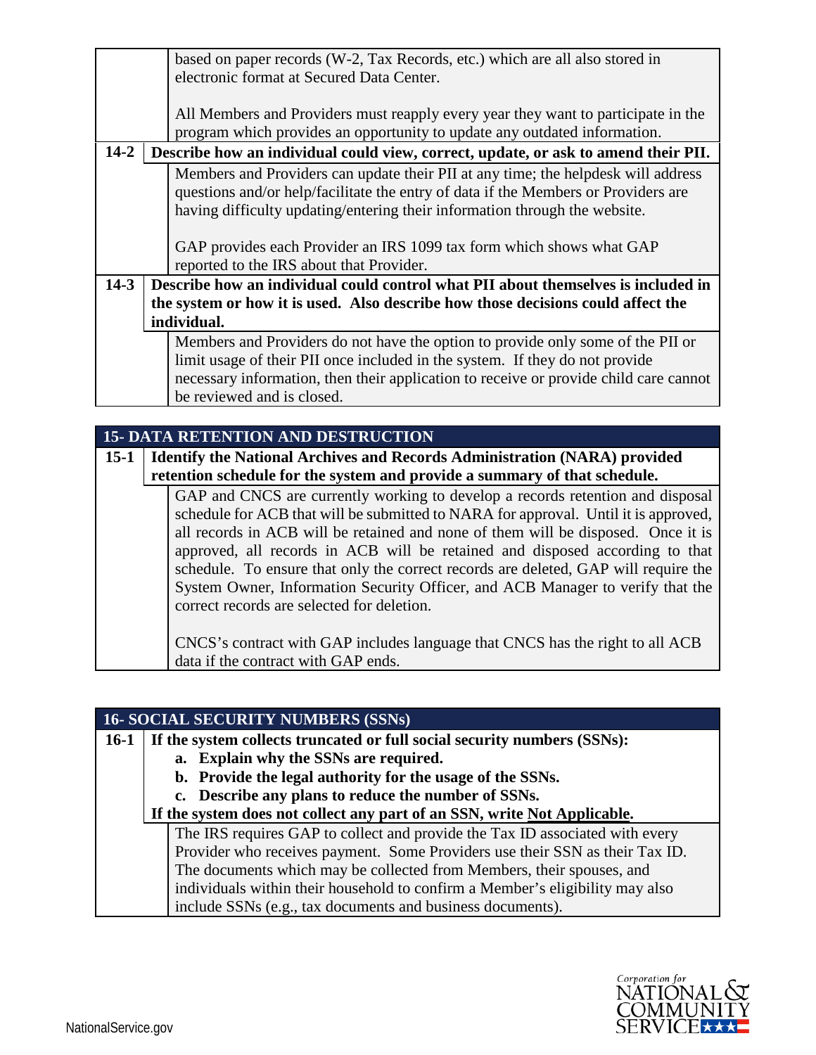| | |
|---|---|
| | based on paper records (W-2, Tax Records, etc.) which are all also stored in electronic format at Secured Data Center.<br><br>All Members and Providers must reapply every year they want to participate in the program which provides an opportunity to update any outdated information. |
| **14-2** | **Describe how an individual could view, correct, update, or ask to amend their PII.** |
| | Members and Providers can update their PII at any time; the helpdesk will address questions and/or help/facilitate the entry of data if the Members or Providers are having difficulty updating/entering their information through the website.<br><br>GAP provides each Provider an IRS 1099 tax form which shows what GAP reported to the IRS about that Provider. |
| **14-3** | **Describe how an individual could control what PII about themselves is included in the system or how it is used. Also describe how those decisions could affect the individual.** |
| | Members and Providers do not have the option to provide only some of the PII or limit usage of their PII once included in the system. If they do not provide necessary information, then their application to receive or provide child care cannot be reviewed and is closed. |

| **15- DATA RETENTION AND DESTRUCTION** | |
|---|---|
| **15-1** | **Identify the National Archives and Records Administration (NARA) provided retention schedule for the system and provide a summary of that schedule.** |
| | GAP and CNCS are currently working to develop a records retention and disposal schedule for ACB that will be submitted to NARA for approval. Until it is approved, all records in ACB will be retained and none of them will be disposed. Once it is approved, all records in ACB will be retained and disposed according to that schedule. To ensure that only the correct records are deleted, GAP will require the System Owner, Information Security Officer, and ACB Manager to verify that the correct records are selected for deletion.<br><br>CNCS's contract with GAP includes language that CNCS has the right to all ACB data if the contract with GAP ends. |

| **16- SOCIAL SECURITY NUMBERS (SSNs)** | |
|---|---|
| **16-1** | **If the system collects truncated or full social security numbers (SSNs):**<br>**a. Explain why the SSNs are required.**<br>**b. Provide the legal authority for the usage of the SSNs.**<br>**c. Describe any plans to reduce the number of SSNs.**<br>**If the system does not collect any part of an SSN, write Not Applicable.** |
| | The IRS requires GAP to collect and provide the Tax ID associated with every Provider who receives payment. Some Providers use their SSN as their Tax ID. The documents which may be collected from Members, their spouses, and individuals within their household to confirm a Member's eligibility may also include SSNs (e.g., tax documents and business documents). |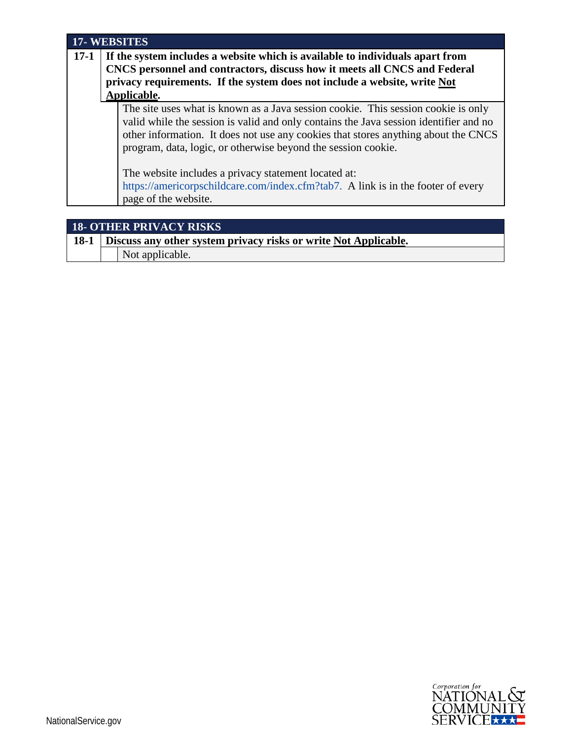| 17- WEBSITES | | |
|---|---|---|
| **17-1** | **If the system includes a website which is available to individuals apart from CNCS personnel and contractors, discuss how it meets all CNCS and Federal privacy requirements. If the system does not include a website, write Not Applicable.** | |
| | | The site uses what is known as a Java session cookie. This session cookie is only valid while the session is valid and only contains the Java session identifier and no other information. It does not use any cookies that stores anything about the CNCS program, data, logic, or otherwise beyond the session cookie.<br><br>The website includes a privacy statement located at: https://americorpschildcare.com/index.cfm?tab7. A link is in the footer of every page of the website. |

| 18- OTHER PRIVACY RISKS | | |
|---|---|---|
| **18-1** | **Discuss any other system privacy risks or write Not Applicable.** | |
| | | Not applicable. |